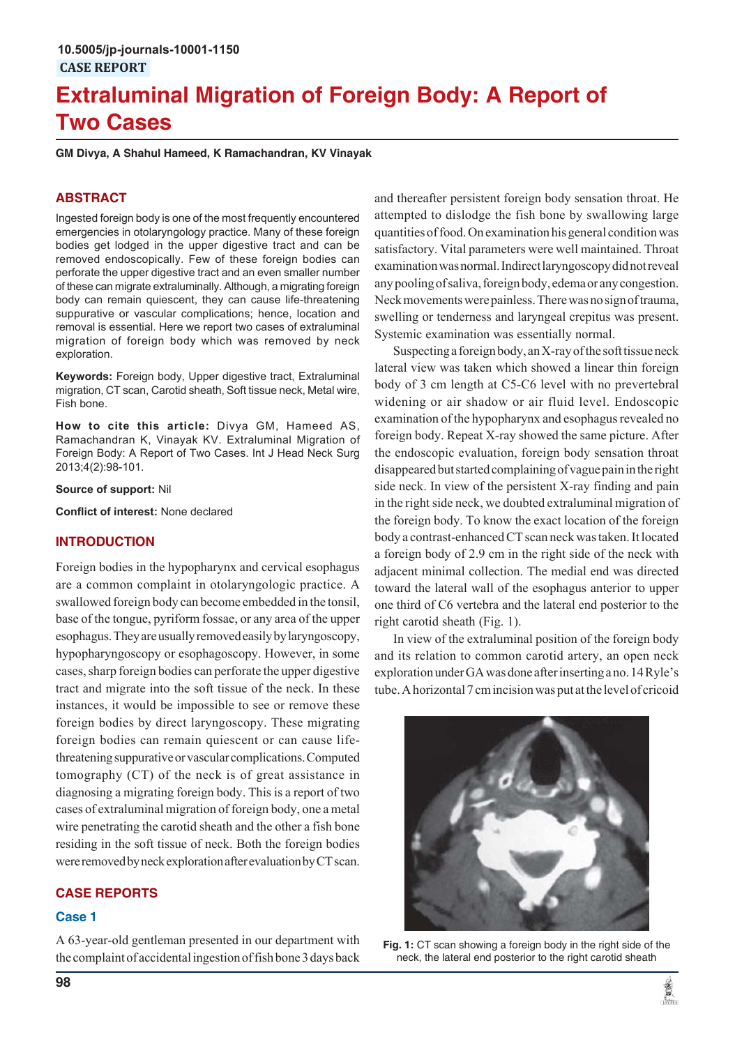10.5005/jp-journals-10001-1150

CASE REPORT

# Extraluminal Migration of Foreign Body: A Report of Two Cases

**GM Divya, A Shahul Hameed, K Ramachandran, KV Vinayak**

## ABSTRACT

Ingested foreign body is one of the most frequently encountered emergencies in otolaryngology practice. Many of these foreign bodies get lodged in the upper digestive tract and can be removed endoscopically. Few of these foreign bodies can perforate the upper digestive tract and an even smaller number of these can migrate extraluminally. Although, a migrating foreign body can remain quiescent, they can cause life-threatening suppurative or vascular complications; hence, location and removal is essential. Here we report two cases of extraluminal migration of foreign body which was removed by neck exploration.

**Keywords:** Foreign body, Upper digestive tract, Extraluminal migration, CT scan, Carotid sheath, Soft tissue neck, Metal wire, Fish bone.

**How to cite this article:** Divya GM, Hameed AS, Ramachandran K, Vinayak KV. Extraluminal Migration of Foreign Body: A Report of Two Cases. Int J Head Neck Surg 2013;4(2):98-101.

**Source of support:** Nil

**Conflict of interest:** None declared

## INTRODUCTION

Foreign bodies in the hypopharynx and cervical esophagus are a common complaint in otolaryngologic practice. A swallowed foreign body can become embedded in the tonsil, base of the tongue, pyriform fossae, or any area of the upper esophagus. They are usually removed easily by laryngoscopy, hypopharyngoscopy or esophagoscopy. However, in some cases, sharp foreign bodies can perforate the upper digestive tract and migrate into the short of the neck. In these instances, it would be impossible to see or remove these foreign bodies by direct laryngoscopy. These migrating foreign bodies can remain quiescent or can cause life-threatening suppurative or vascular complications. Computed tomography (CT) of the neck is of great assistance in diagnosing a migrating foreign body. This is a report of two cases of extraluminal migration of foreign body, one a metal wire penetrating the carotid sheath and the other a fish bone residing in the soft tissue of neck. Both the foreign bodies were removed by neck exploration after evaluation by CT scan.

## CASE REPORTS

### Case 1

A 63-year-old gentleman presented in our department with the complaint of accidental ingestion of fish bone 3 days back and thereafter persistent foreign body sensation throat. He attempted to dislodge the fish bone by swallowing large quantities of food. On examination his general condition was satisfactory. Vital parameters were well maintained. Throat examination was normal. Indirect laryngoscopy did not reveal any pooling of saliva, foreign body, edema or any congestion. Neck movements were painless. There was no sign of trauma, swelling or tenderness and laryngeal crepitus was present. Systemic examination was essentially normal.

Suspecting a foreign body, an X-ray of the soft tissue neck lateral view was taken which showed a linear thin foreign body of 3 cm length at C5-C6 level with no prevertebral widening or air shadow or air fluid level. Endoscopic examination of the hypopharynx and esophagus revealed no foreign body. Repeat X-ray showed the same picture. After the endoscopic evaluation, foreign body sensation throat disappeared but started complaining of vague pain in the right side neck. In view of the persistent X-ray finding and pain in the right side neck, we doubted extraluminal migration of the foreign body. To know the exact location of the foreign body a contrast-enhanced CT scan neck was taken. It located a foreign body of 2.9 cm in the right side of the neck with adjacent minimal collection. The medial end was directed toward the lateral wall of the esophagus anterior to upper one third of C6 vertebra and the lateral end posterior to the right carotid sheath (Fig. 1).

In view of the extraluminal position of the foreign body and its relation to common carotid artery, an open neck exploration under GA was done after inserting a no. 14 Ryle's tube. A horizontal 7 cm incision was put at the level of cricoid

**Fig. 1:** CT scan showing a foreign body in the right side of the neck, the lateral end posterior to the right carotid sheath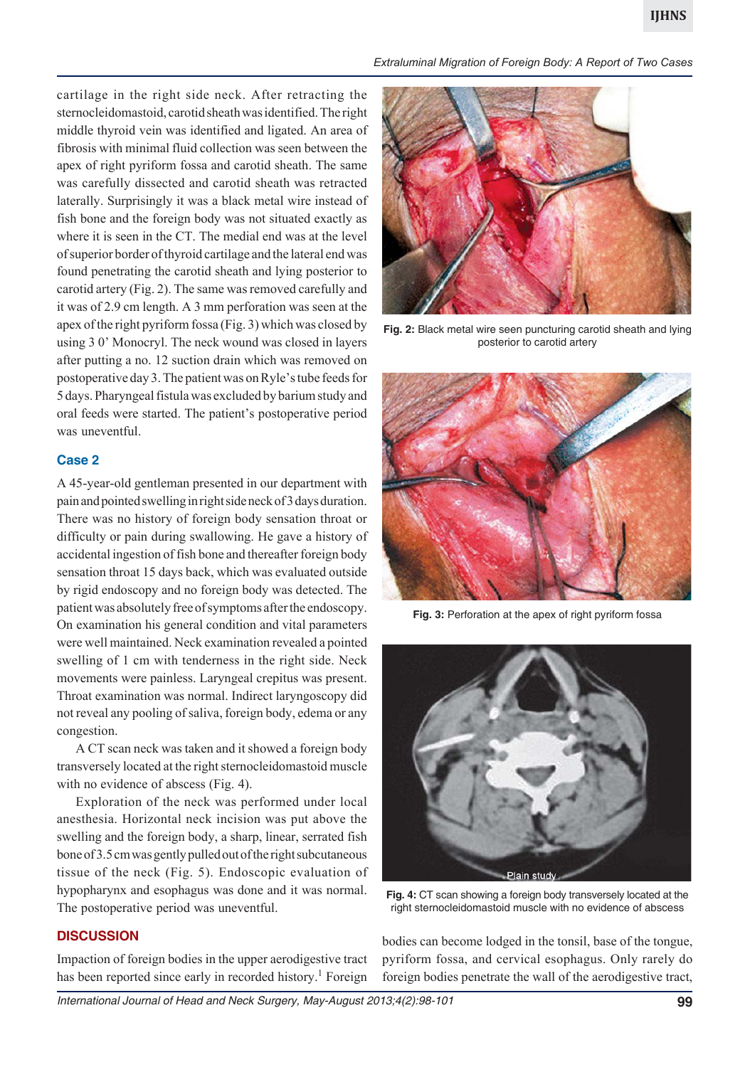cartilage in the right side neck. After retracting the sternocleidomastoid, carotid sheath was identified. The right middle thyroid vein was identified and ligated. An area of fibrosis with minimal fluid collection was seen between the apex of right pyriform fossa and carotid sheath. The same was carefully dissected and carotid sheath was retracted laterally. Surprisingly it was a black metal wire instead of fish bone and the foreign body was not situated exactly as where it is seen in the CT. The medial end was at the level of superior border of thyroid cartilage and the lateral end was found penetrating the carotid sheath and lying posterior to carotid artery (Fig. 2). The same was removed carefully and it was of 2.9 cm length. A 3 mm perforation was seen at the apex of the right pyriform fossa (Fig. 3) which was closed by using 3 0' Monocryl. The neck wound was closed in layers after putting a no. 12 suction drain which was removed on postoperative day 3. The patient was on Ryle's tube feeds for 5 days. Pharyngeal fistula was excluded by barium study and oral feeds were started. The patient's postoperative period was uneventful.

**Fig. 2:** Black metal wire seen puncturing carotid sheath and lying posterior to carotid artery

**Fig. 3:** Perforation at the apex of right pyriform fossa

## Case 2

A 45-year-old gentleman presented in our department with pain and pointed swelling in right side neck of 3 days duration. There was no history of foreign body sensation throat or difficulty or pain during swallowing. He gave a history of accidental ingestion of fish bone and thereafter foreign body sensation throat 15 days back, which was evaluated outside by rigid endoscopy and no foreign body was detected. The patient was absolutely free of symptoms after the endoscopy. On examination his general condition and vital parameters were well maintained. Neck examination revealed a pointed swelling of 1 cm with tenderness in the right side. Neck movements were painless. Laryngeal crepitus was present. Throat examination was normal. Indirect laryngoscopy did not reveal any pooling of saliva, foreign body, edema or any congestion.

A CT scan neck was taken and it showed a foreign body transversely located at the right sternocleidomastoid muscle with no evidence of abscess (Fig. 4).

Exploration of the neck was performed under local anesthesia. Horizontal neck incision was put above the swelling and the foreign body, a sharp, linear, serrated fish bone of 3.5 cm was gently pulled out of the right subcutaneous tissue of the neck (Fig. 5). Endoscopic evaluation of hypopharynx and esophagus was done and it was normal. The postoperative period was uneventful.

**Fig. 4:** CT scan showing a foreign body transversely located at the right sternocleidomastoid muscle with no evidence of abscess

## DISCUSSION

Impaction of foreign bodies in the upper aerodigestive tract has been reported since early in recorded history.[1] Foreign bodies can become lodged in the tonsil, base of the tongue, pyriform fossa, and cervical esophagus. Only rarely do foreign bodies penetrate the wall of the aerodigestive tract,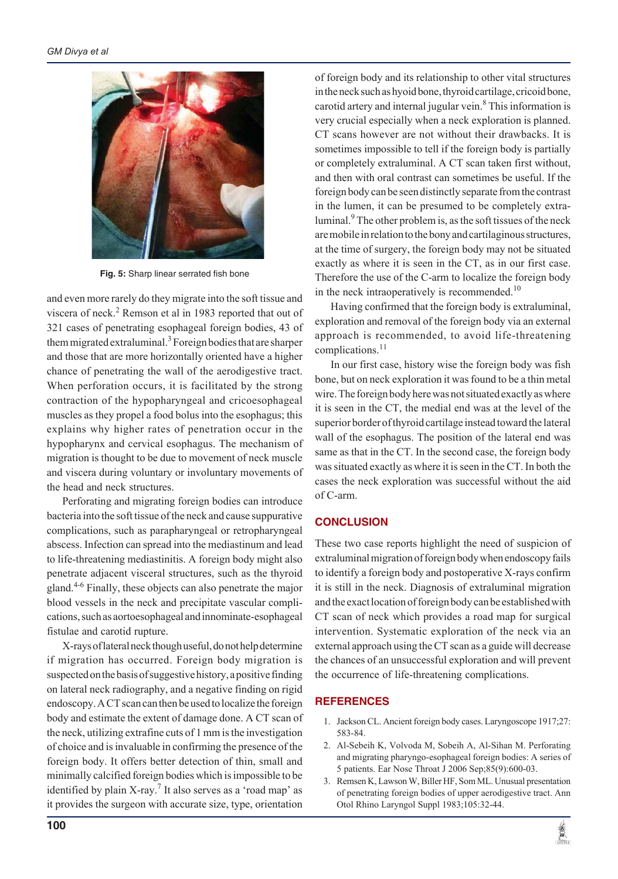Fig. 5: Sharp linear serrated fish bone

and even more rarely do they migrate into the soft tissue and viscera of neck.[2] Remson et al in 1983 reported that out of 321 cases of penetrating esophageal foreign bodies, 43 of them migrated extraluminal.[3] Foreign bodies that are sharper and those that are more horizontally oriented have a higher chance of penetrating the wall of the aerodigestive tract. When perforation occurs, it is facilitated by the strong contraction of the hypopharyngeal and cricoesophageal muscles as they propel a food bolus into the esophagus; this explains why higher rates of penetration occur in the hypopharynx and cervical esophagus. The mechanism of migration is thought to be due to movement of neck muscle and viscera during voluntary or involuntary movements of the head and neck structures.

Perforating and migrating foreign bodies can introduce bacteria into the soft tissue of the neck and cause suppurative complications, such as parapharyngeal or retropharyngeal abscess. Infection can spread into the mediastinum and lead to life-threatening mediastinitis. A foreign body might also penetrate adjacent visceral structures, such as the thyroid gland.[4-6] Finally, these objects can also penetrate the major blood vessels in the neck and precipitate vascular complications, such as aortoesophageal and innominate-esophageal fistulae and carotid rupture.

X-rays of lateral neck though useful, do not help determine if migration has occurred. Foreign body migration is suspected on the basis of suggestive history, a positive finding on lateral neck radiography, and a negative finding on rigid endoscopy. A CT scan can then be used to localize the foreign body and estimate the extent of damage done. A CT scan of the neck, utilizing extrafine cuts of 1 mm is the investigation of choice and is invaluable in confirming the presence of the foreign body. It offers better detection of thin, small and minimally calcified foreign bodies which is impossible to be identified by plain X-ray.[7] It also serves as a 'road map' as it provides the surgeon with accurate size, type, orientation of foreign body and its relationship to other vital structures in the neck such as hyoid bone, thyroid cartilage, cricoid bone, carotid artery and internal jugular vein.[8] This information is very crucial especially when a neck exploration is planned. CT scans however are not without their drawbacks. It is sometimes impossible to tell if the foreign body is partially or completely extraluminal. A CT scan taken first without, and then with oral contrast can sometimes be useful. If the foreign body can be seen distinctly separate from the contrast in the lumen, it can be presumed to be completely extraluminal.[9] The other problem is, as the soft tissues of the neck are mobile in relation to the bony and cartilaginous structures, at the time of surgery, the foreign body may not be situated exactly as where it is seen in the CT, as in our first case. Therefore the use of the C-arm to localize the foreign body in the neck intraoperatively is recommended.[10]

Having confirmed that the foreign body is extraluminal, exploration and removal of the foreign body via an external approach is recommended, to avoid life-threatening complications.[11]

In our first case, history wise the foreign body was fish bone, but on neck exploration it was found to be a thin metal wire. The foreign body here was not situated exactly as where it is seen in the CT, the medial end was at the level of the superior border of thyroid cartilage instead toward the lateral wall of the esophagus. The position of the lateral end was same as that in the CT. In the second case, the foreign body was situated exactly as where it is seen in the CT. In both the cases the neck exploration was successful without the aid of C-arm.

## CONCLUSION

These two case reports highlight the need of suspicion of extraluminal migration of foreign body when endoscopy fails to identify a foreign body and postoperative X-rays confirm it is still in the neck. Diagnosis of extraluminal migration and the exact location of foreign body can be established with CT scan of neck which provides a road map for surgical intervention. Systematic exploration of the neck via an external approach using the CT scan as a guide will decrease the chances of an unsuccessful exploration and will prevent the occurrence of life-threatening complications.

## REFERENCES

1. Jackson CL. Ancient foreign body cases. Laryngoscope 1917;27: 583-84.
2. Al-Sebeih K, Volvoda M, Sobeih A, Al-Sihan M. Perforating and migrating pharyngo-esophageal foreign bodies: A series of 5 patients. Ear Nose Throat J 2006 Sep;85(9):600-03.
3. Remsen K, Lawson W, Biller HF, Som ML. Unusual presentation of penetrating foreign bodies of upper aerodigestive tract. Ann Otol Rhino Laryngol Suppl 1983;105:32-44.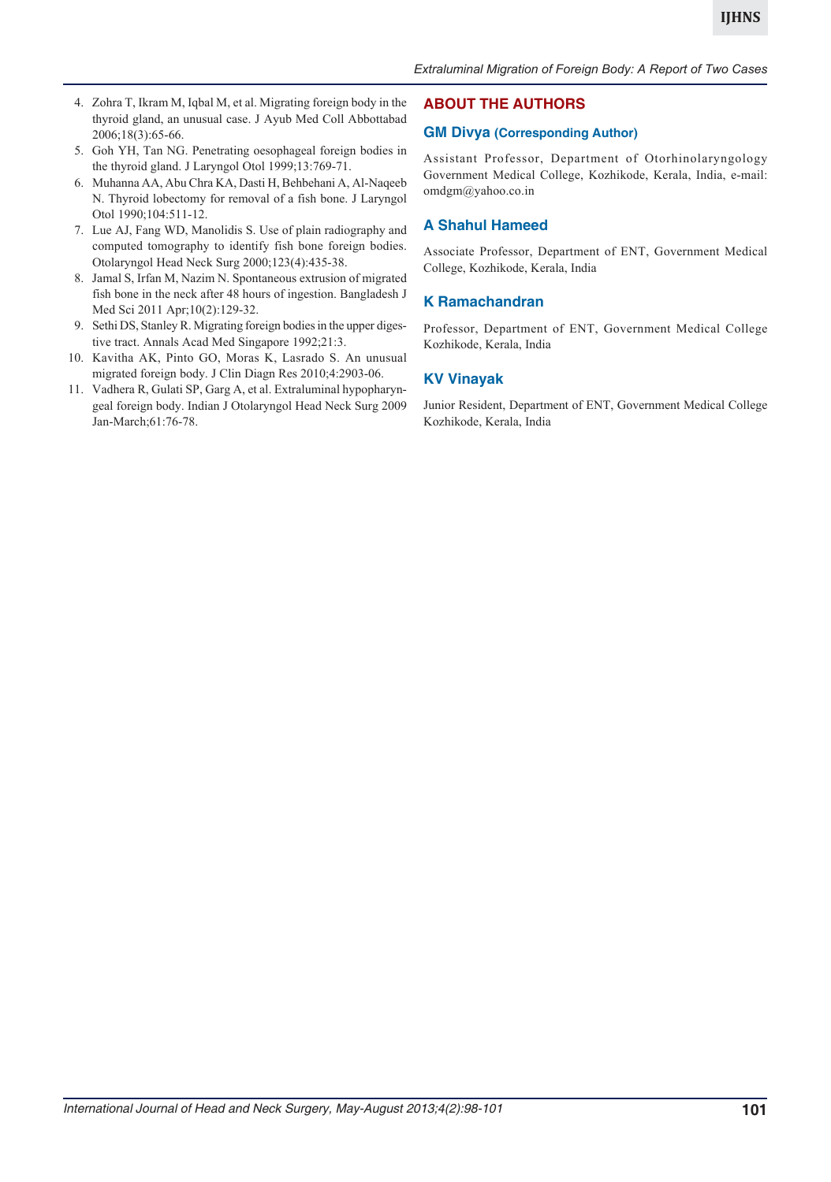4. Zohra T, Ikram M, Iqbal M, et al. Migrating foreign body in the thyroid gland, an unusual case. J Ayub Med Coll Abbottabad 2006;18(3):65-66.
5. Goh YH, Tan NG. Penetrating oesophageal foreign bodies in the thyroid gland. J Laryngol Otol 1999;13:769-71.
6. Muhanna AA, Abu Chra KA, Dasti H, Behbehani A, Al-Naqeeb N. Thyroid lobectomy for removal of a fish bone. J Laryngol Otol 1990;104:511-12.
7. Lue AJ, Fang WD, Manolidis S. Use of plain radiography and computed tomography to identify fish bone foreign bodies. Otolaryngol Head Neck Surg 2000;123(4):435-38.
8. Jamal S, Irfan M, Nazim N. Spontaneous extrusion of migrated fish bone in the neck after 48 hours of ingestion. Bangladesh J Med Sci 2011 Apr;10(2):129-32.
9. Sethi DS, Stanley R. Migrating foreign bodies in the upper digestive tract. Annals Acad Med Singapore 1992;21:3.
10. Kavitha AK, Pinto GO, Moras K, Lasrado S. An unusual migrated foreign body. J Clin Diagn Res 2010;4:2903-06.
11. Vadhera R, Gulati SP, Garg A, et al. Extraluminal hypopharyngeal foreign body. Indian J Otolaryngol Head Neck Surg 2009 Jan-March;61:76-78.

## ABOUT THE AUTHORS

### GM Divya (Corresponding Author)

Assistant Professor, Department of Otorhinolaryngology Government Medical College, Kozhikode, Kerala, India, e-mail: omdgm@yahoo.co.in

### A Shahul Hameed

Associate Professor, Department of ENT, Government Medical College, Kozhikode, Kerala, India

### K Ramachandran

Professor, Department of ENT, Government Medical College Kozhikode, Kerala, India

### KV Vinayak

Junior Resident, Department of ENT, Government Medical College Kozhikode, Kerala, India